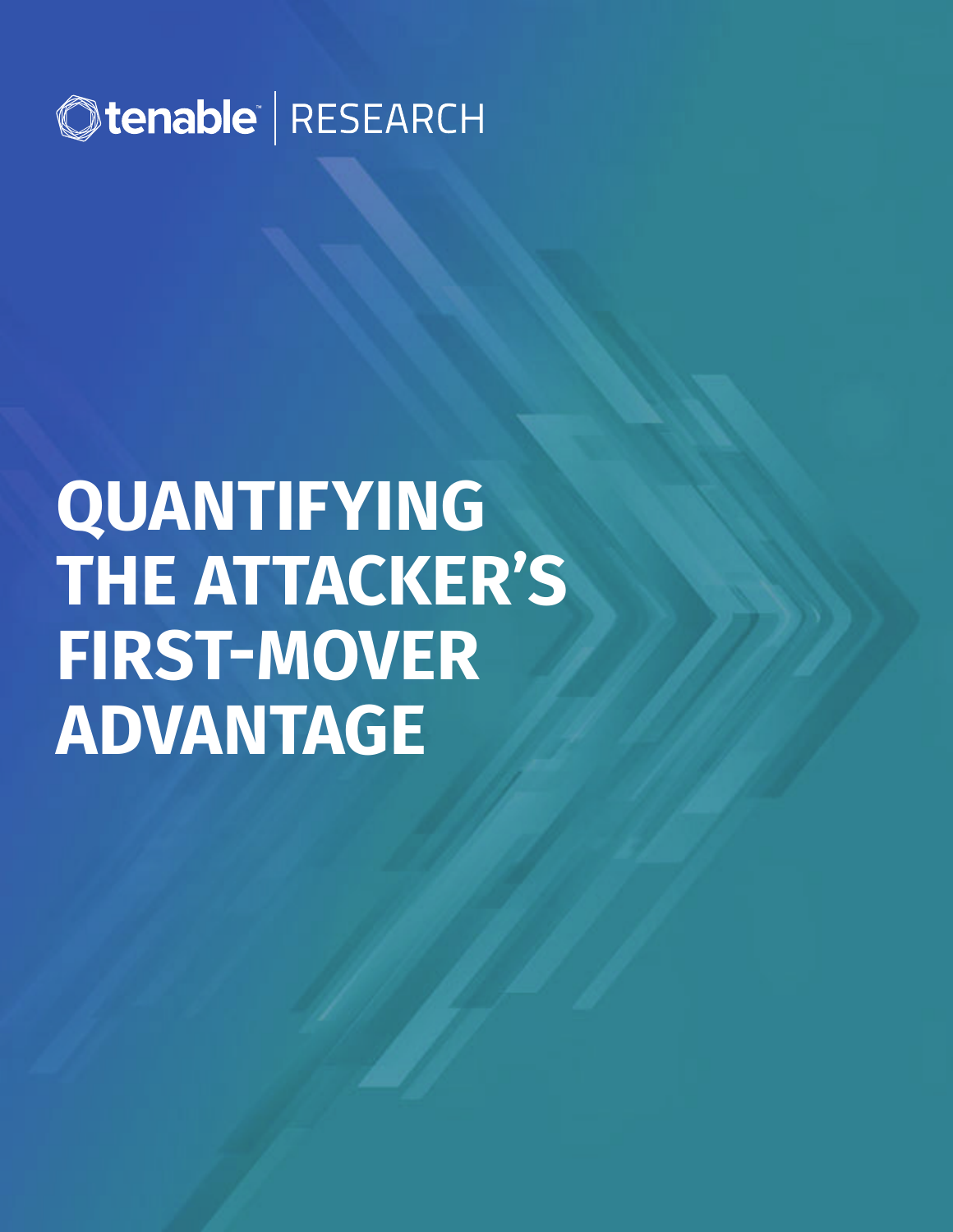tenable | RESEARCH

# QUANTIFYING THE ATTACKER'S FIRST-MOVER ADVANTAGE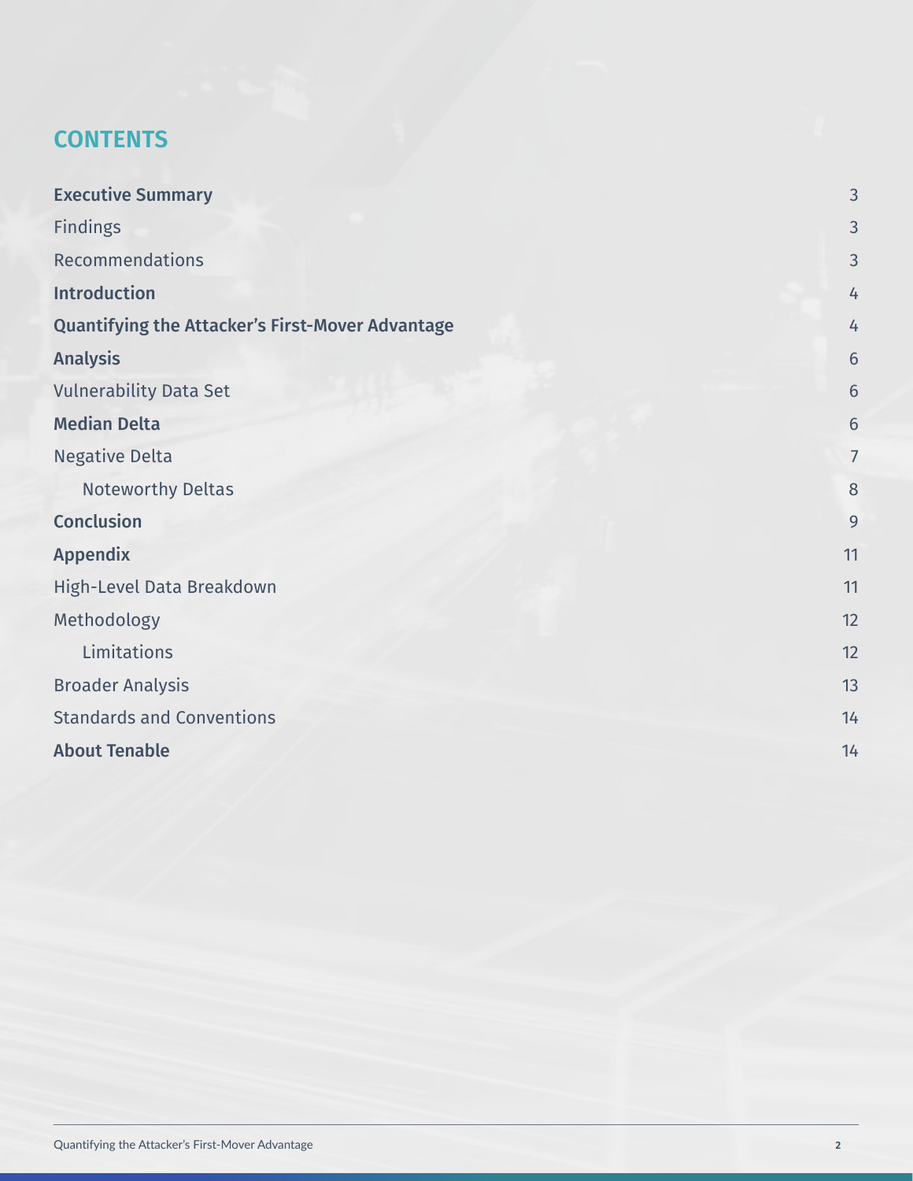# CONTENTS

| | |
|---|---|
| **Executive Summary** | 3 |
| Findings | 3 |
| Recommendations | 3 |
| **Introduction** | 4 |
| **Quantifying the Attacker's First-Mover Advantage** | 4 |
| **Analysis** | 6 |
| Vulnerability Data Set | 6 |
| **Median Delta** | 6 |
| Negative Delta | 7 |
| Noteworthy Deltas | 8 |
| **Conclusion** | 9 |
| **Appendix** | 11 |
| High-Level Data Breakdown | 11 |
| Methodology | 12 |
| Limitations | 12 |
| Broader Analysis | 13 |
| Standards and Conventions | 14 |
| **About Tenable** | 14 |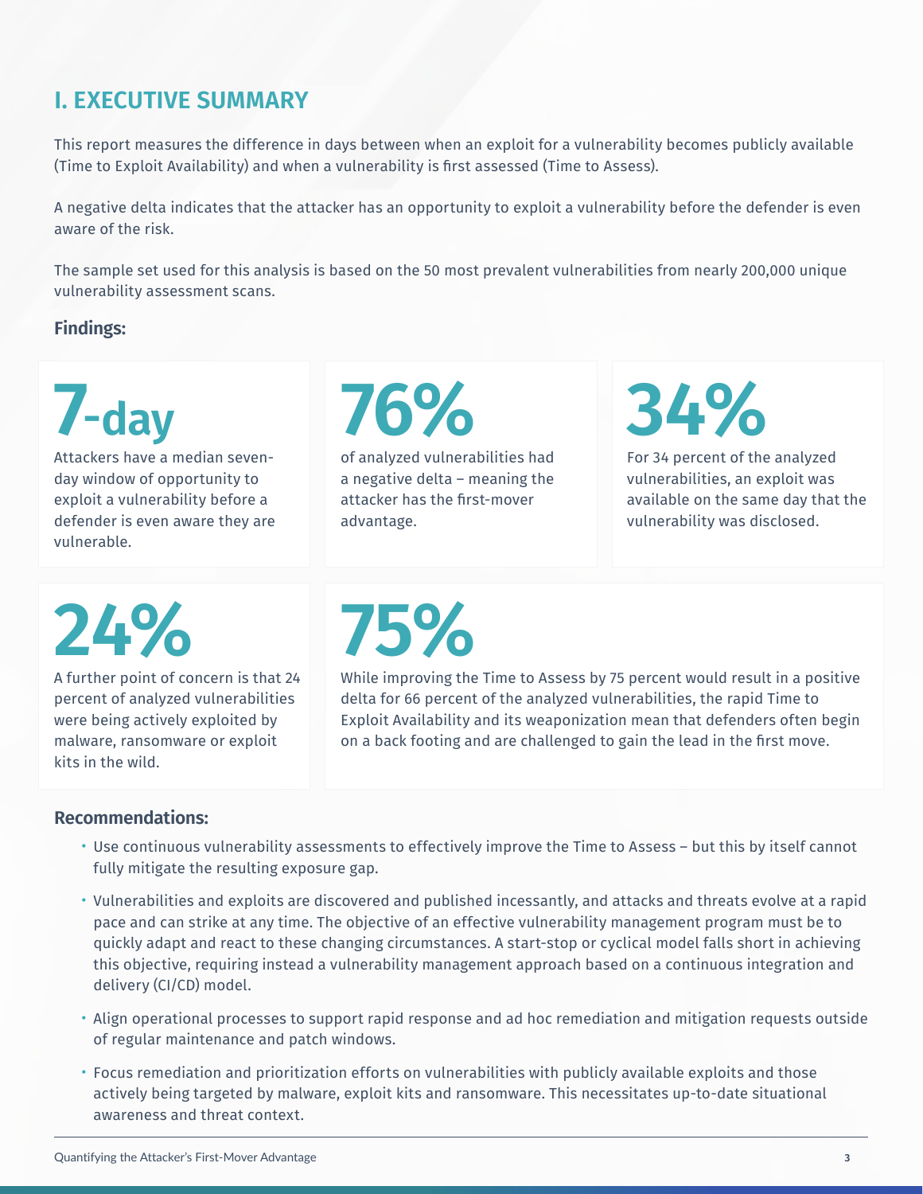## I. EXECUTIVE SUMMARY

This report measures the difference in days between when an exploit for a vulnerability becomes publicly available (Time to Exploit Availability) and when a vulnerability is first assessed (Time to Assess).

A negative delta indicates that the attacker has an opportunity to exploit a vulnerability before the defender is even aware of the risk.

The sample set used for this analysis is based on the 50 most prevalent vulnerabilities from nearly 200,000 unique vulnerability assessment scans.

### Findings:

**7-day**

Attackers have a median seven-day window of opportunity to exploit a vulnerability before a defender is even aware they are vulnerable.

**76%**

of analyzed vulnerabilities had a negative delta – meaning the attacker has the first-mover advantage.

**34%**

For 34 percent of the analyzed vulnerabilities, an exploit was available on the same day that the vulnerability was disclosed.

**24%**

A further point of concern is that 24 percent of analyzed vulnerabilities were being actively exploited by malware, ransomware or exploit kits in the wild.

**75%**

While improving the Time to Assess by 75 percent would result in a positive delta for 66 percent of the analyzed vulnerabilities, the rapid Time to Exploit Availability and its weaponization mean that defenders often begin on a back footing and are challenged to gain the lead in the first move.

### Recommendations:

- Use continuous vulnerability assessments to effectively improve the Time to Assess – but this by itself cannot fully mitigate the resulting exposure gap.
- Vulnerabilities and exploits are discovered and published incessantly, and attacks and threats evolve at a rapid pace and can strike at any time. The objective of an effective vulnerability management program must be to quickly adapt and react to these changing circumstances. A start-stop or cyclical model falls short in achieving this objective, requiring instead a vulnerability management approach based on a continuous integration and delivery (CI/CD) model.
- Align operational processes to support rapid response and ad hoc remediation and mitigation requests outside of regular maintenance and patch windows.
- Focus remediation and prioritization efforts on vulnerabilities with publicly available exploits and those actively being targeted by malware, exploit kits and ransomware. This necessitates up-to-date situational awareness and threat context.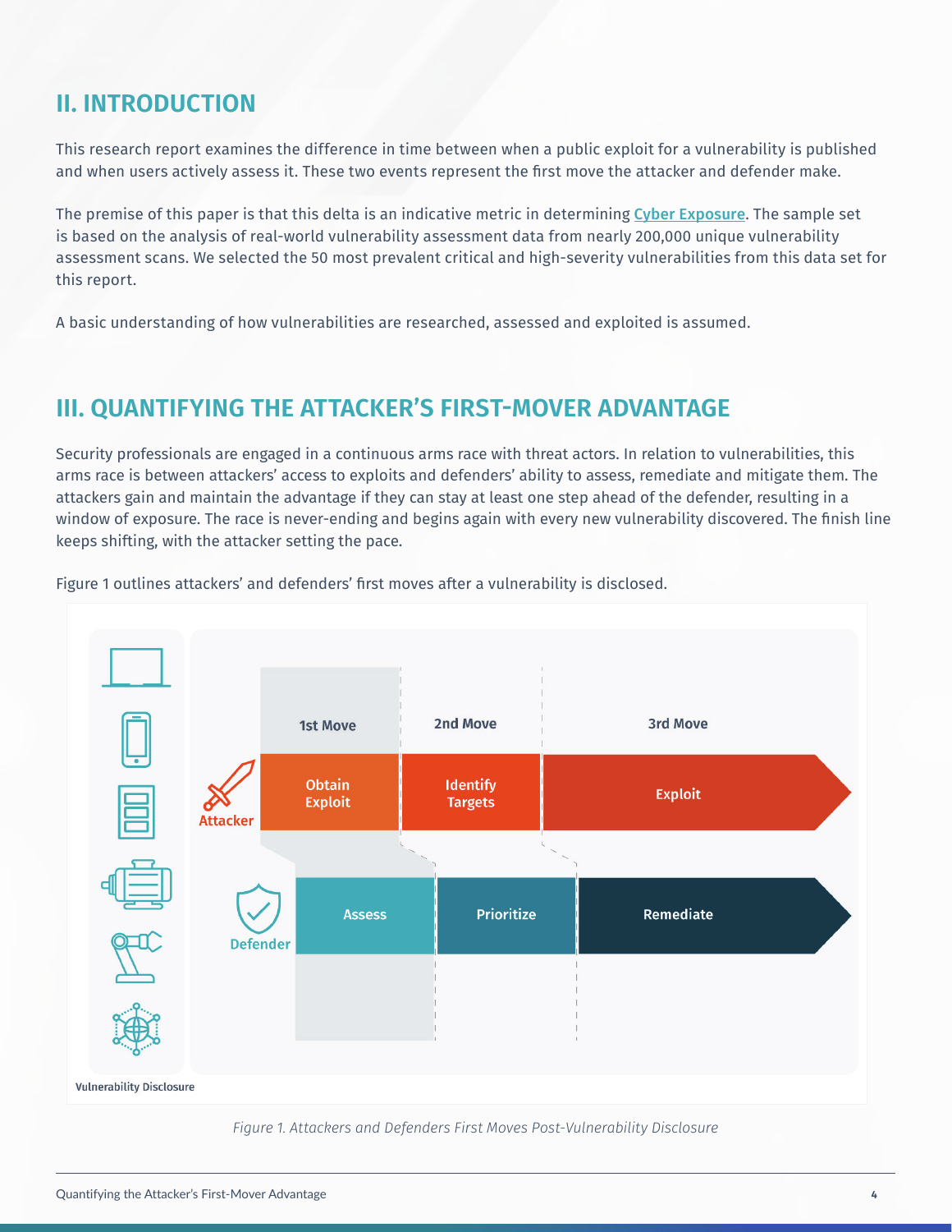## II. INTRODUCTION

This research report examines the difference in time between when a public exploit for a vulnerability is published and when users actively assess it. These two events represent the first move the attacker and defender make.

The premise of this paper is that this delta is an indicative metric in determining Cyber Exposure. The sample set is based on the analysis of real-world vulnerability assessment data from nearly 200,000 unique vulnerability assessment scans. We selected the 50 most prevalent critical and high-severity vulnerabilities from this data set for this report.

A basic understanding of how vulnerabilities are researched, assessed and exploited is assumed.

## III. QUANTIFYING THE ATTACKER'S FIRST-MOVER ADVANTAGE

Security professionals are engaged in a continuous arms race with threat actors. In relation to vulnerabilities, this arms race is between attackers' access to exploits and defenders' ability to assess, remediate and mitigate them. The attackers gain and maintain the advantage if they can stay at least one step ahead of the defender, resulting in a window of exposure. The race is never-ending and begins again with every new vulnerability discovered. The finish line keeps shifting, with the attacker setting the pace.

Figure 1 outlines attackers' and defenders' first moves after a vulnerability is disclosed.

| | 1st Move | 2nd Move | 3rd Move |
|---|---|---|---|
| Attacker | Obtain Exploit | Identify Targets | Exploit |
| Defender | Assess | Prioritize | Remediate |

Vulnerability Disclosure

*Figure 1. Attackers and Defenders First Moves Post-Vulnerability Disclosure*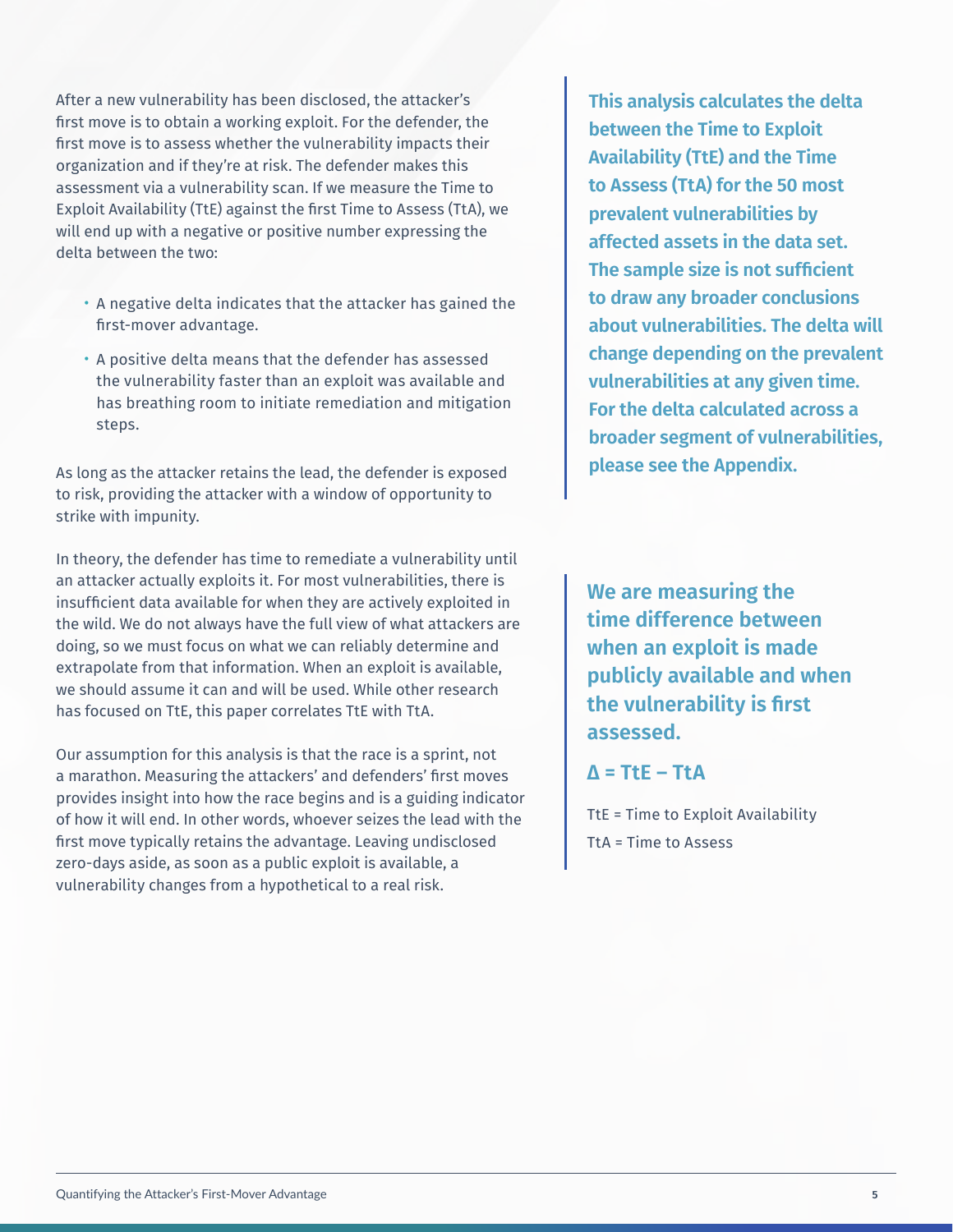After a new vulnerability has been disclosed, the attacker's first move is to obtain a working exploit. For the defender, the first move is to assess whether the vulnerability impacts their organization and if they're at risk. The defender makes this assessment via a vulnerability scan. If we measure the Time to Exploit Availability (TtE) against the first Time to Assess (TtA), we will end up with a negative or positive number expressing the delta between the two:

- A negative delta indicates that the attacker has gained the first-mover advantage.
- A positive delta means that the defender has assessed the vulnerability faster than an exploit was available and has breathing room to initiate remediation and mitigation steps.

As long as the attacker retains the lead, the defender is exposed to risk, providing the attacker with a window of opportunity to strike with impunity.

In theory, the defender has time to remediate a vulnerability until an attacker actually exploits it. For most vulnerabilities, there is insufficient data available for when they are actively exploited in the wild. We do not always have the full view of what attackers are doing, so we must focus on what we can reliably determine and extrapolate from that information. When an exploit is available, we should assume it can and will be used. While other research has focused on TtE, this paper correlates TtE with TtA.

Our assumption for this analysis is that the race is a sprint, not a marathon. Measuring the attackers' and defenders' first moves provides insight into how the race begins and is a guiding indicator of how it will end. In other words, whoever seizes the lead with the first move typically retains the advantage. Leaving undisclosed zero-days aside, as soon as a public exploit is available, a vulnerability changes from a hypothetical to a real risk.

**This analysis calculates the delta between the Time to Exploit Availability (TtE) and the Time to Assess (TtA) for the 50 most prevalent vulnerabilities by affected assets in the data set. The sample size is not sufficient to draw any broader conclusions about vulnerabilities. The delta will change depending on the prevalent vulnerabilities at any given time. For the delta calculated across a broader segment of vulnerabilities, please see the Appendix.**

**We are measuring the time difference between when an exploit is made publicly available and when the vulnerability is first assessed.**

$$\Delta = TtE - TtA$$

TtE = Time to Exploit Availability

TtA = Time to Assess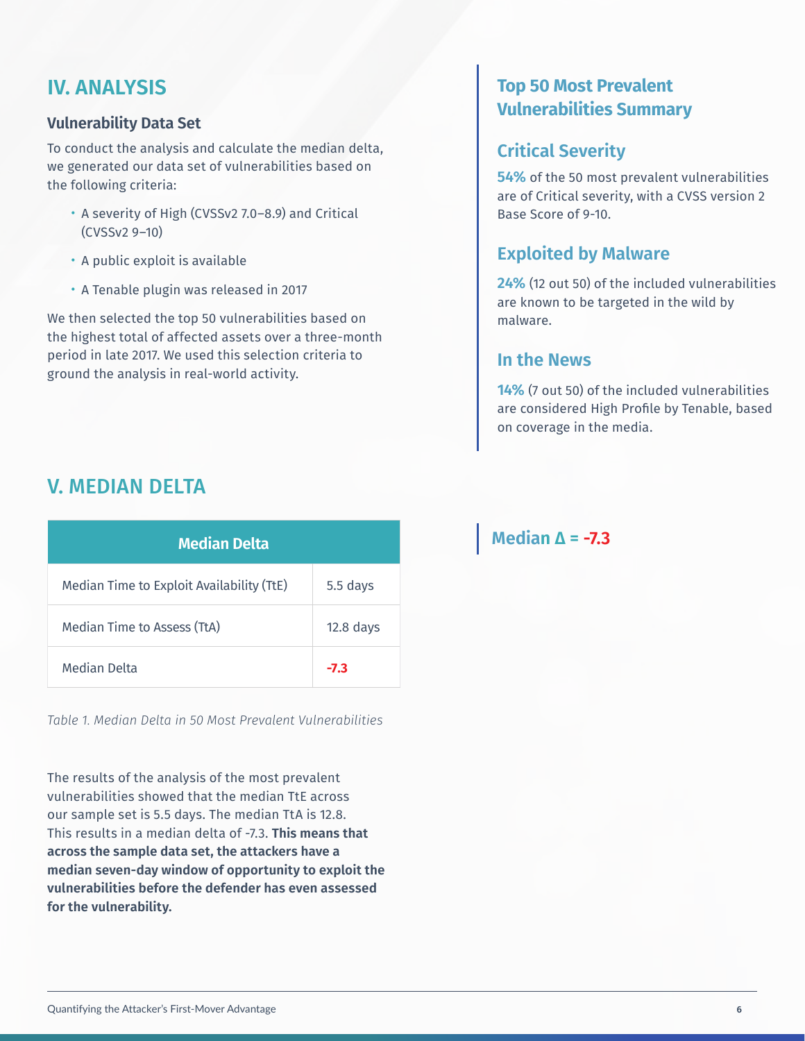## IV. ANALYSIS

### Vulnerability Data Set

To conduct the analysis and calculate the median delta, we generated our data set of vulnerabilities based on the following criteria:

- A severity of High (CVSSv2 7.0–8.9) and Critical (CVSSv2 9–10)
- A public exploit is available
- A Tenable plugin was released in 2017

We then selected the top 50 vulnerabilities based on the highest total of affected assets over a three-month period in late 2017. We used this selection criteria to ground the analysis in real-world activity.

### Top 50 Most Prevalent Vulnerabilities Summary

#### Critical Severity

**54%** of the 50 most prevalent vulnerabilities are of Critical severity, with a CVSS version 2 Base Score of 9-10.

#### Exploited by Malware

**24%** (12 out 50) of the included vulnerabilities are known to be targeted in the wild by malware.

#### In the News

**14%** (7 out 50) of the included vulnerabilities are considered High Profile by Tenable, based on coverage in the media.

## V. MEDIAN DELTA

| Median Delta | |
|---|---|
| Median Time to Exploit Availability (TtE) | 5.5 days |
| Median Time to Assess (TtA) | 12.8 days |
| Median Delta | **-7.3** |

*Table 1. Median Delta in 50 Most Prevalent Vulnerabilities*

**Median Δ = -7.3**

The results of the analysis of the most prevalent vulnerabilities showed that the median TtE across our sample set is 5.5 days. The median TtA is 12.8. This results in a median delta of -7.3. **This means that across the sample data set, the attackers have a median seven-day window of opportunity to exploit the vulnerabilities before the defender has even assessed for the vulnerability.**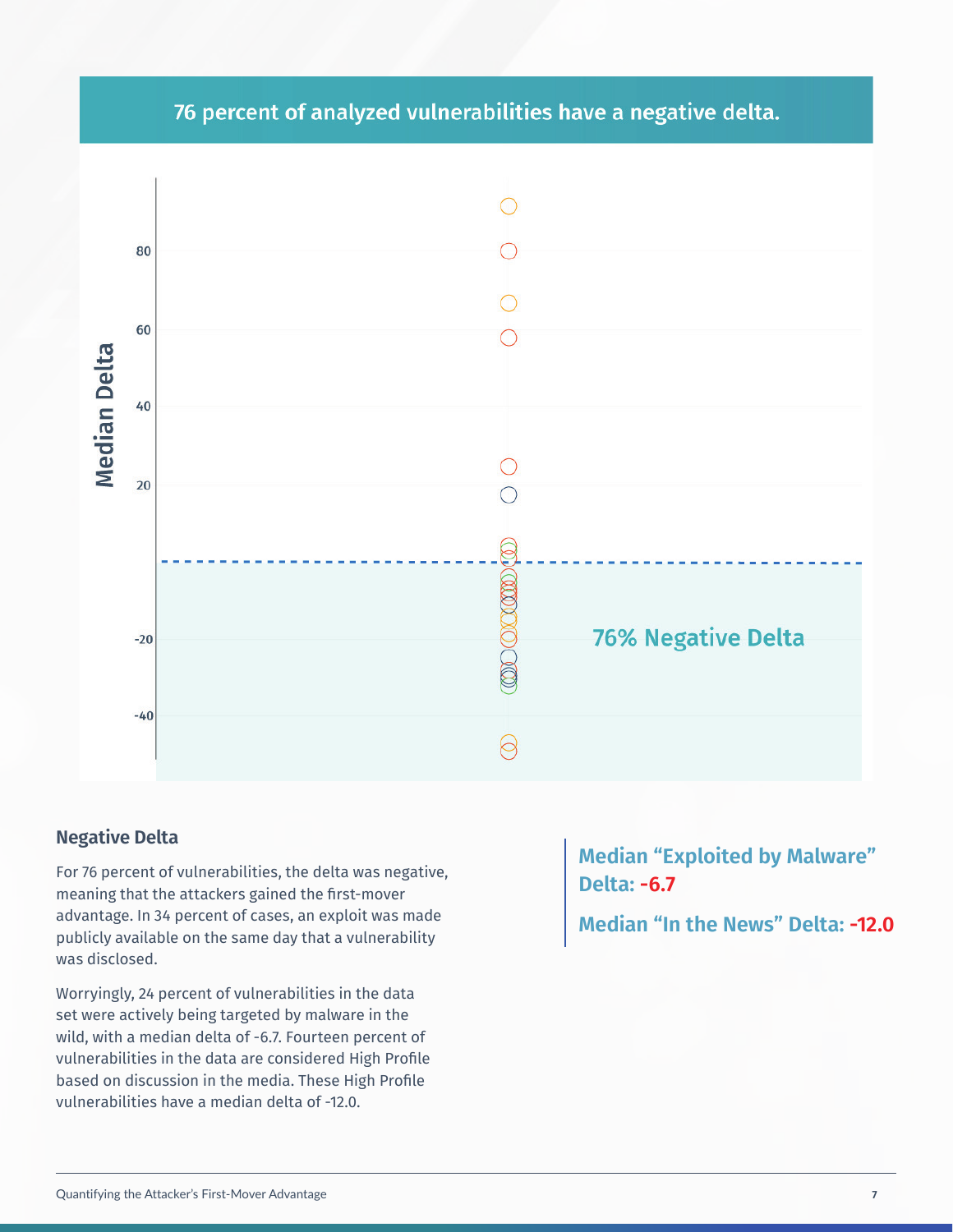## 76 percent of analyzed vulnerabilities have a negative delta.

Median Delta

80

60

40

20

-20

-40

76% Negative Delta

### Negative Delta

For 76 percent of vulnerabilities, the delta was negative, meaning that the attackers gained the first-mover advantage. In 34 percent of cases, an exploit was made publicly available on the same day that a vulnerability was disclosed.

Worryingly, 24 percent of vulnerabilities in the data set were actively being targeted by malware in the wild, with a median delta of -6.7. Fourteen percent of vulnerabilities in the data are considered High Profile based on discussion in the media. These High Profile vulnerabilities have a median delta of -12.0.

**Median "Exploited by Malware" Delta: -6.7**

**Median "In the News" Delta: -12.0**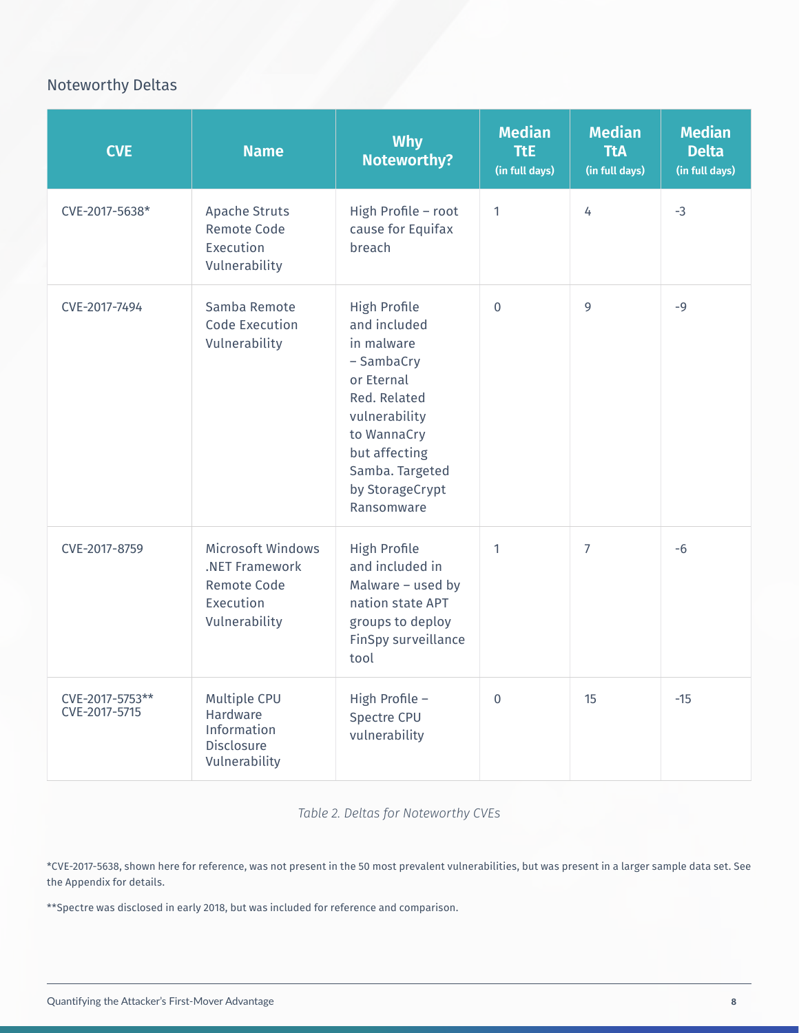## Noteworthy Deltas

| CVE | Name | Why Noteworthy? | Median TtE (in full days) | Median TtA (in full days) | Median Delta (in full days) |
|---|---|---|---|---|---|
| CVE-2017-5638* | Apache Struts Remote Code Execution Vulnerability | High Profile – root cause for Equifax breach | 1 | 4 | -3 |
| CVE-2017-7494 | Samba Remote Code Execution Vulnerability | High Profile and included in malware – SambaCry or Eternal Red. Related vulnerability to WannaCry but affecting Samba. Targeted by StorageCrypt Ransomware | 0 | 9 | -9 |
| CVE-2017-8759 | Microsoft Windows .NET Framework Remote Code Execution Vulnerability | High Profile and included in Malware – used by nation state APT groups to deploy FinSpy surveillance tool | 1 | 7 | -6 |
| CVE-2017-5753** CVE-2017-5715 | Multiple CPU Hardware Information Disclosure Vulnerability | High Profile – Spectre CPU vulnerability | 0 | 15 | -15 |

*Table 2. Deltas for Noteworthy CVEs*

*CVE-2017-5638, shown here for reference, was not present in the 50 most prevalent vulnerabilities, but was present in a larger sample data set. See the Appendix for details.

**Spectre was disclosed in early 2018, but was included for reference and comparison.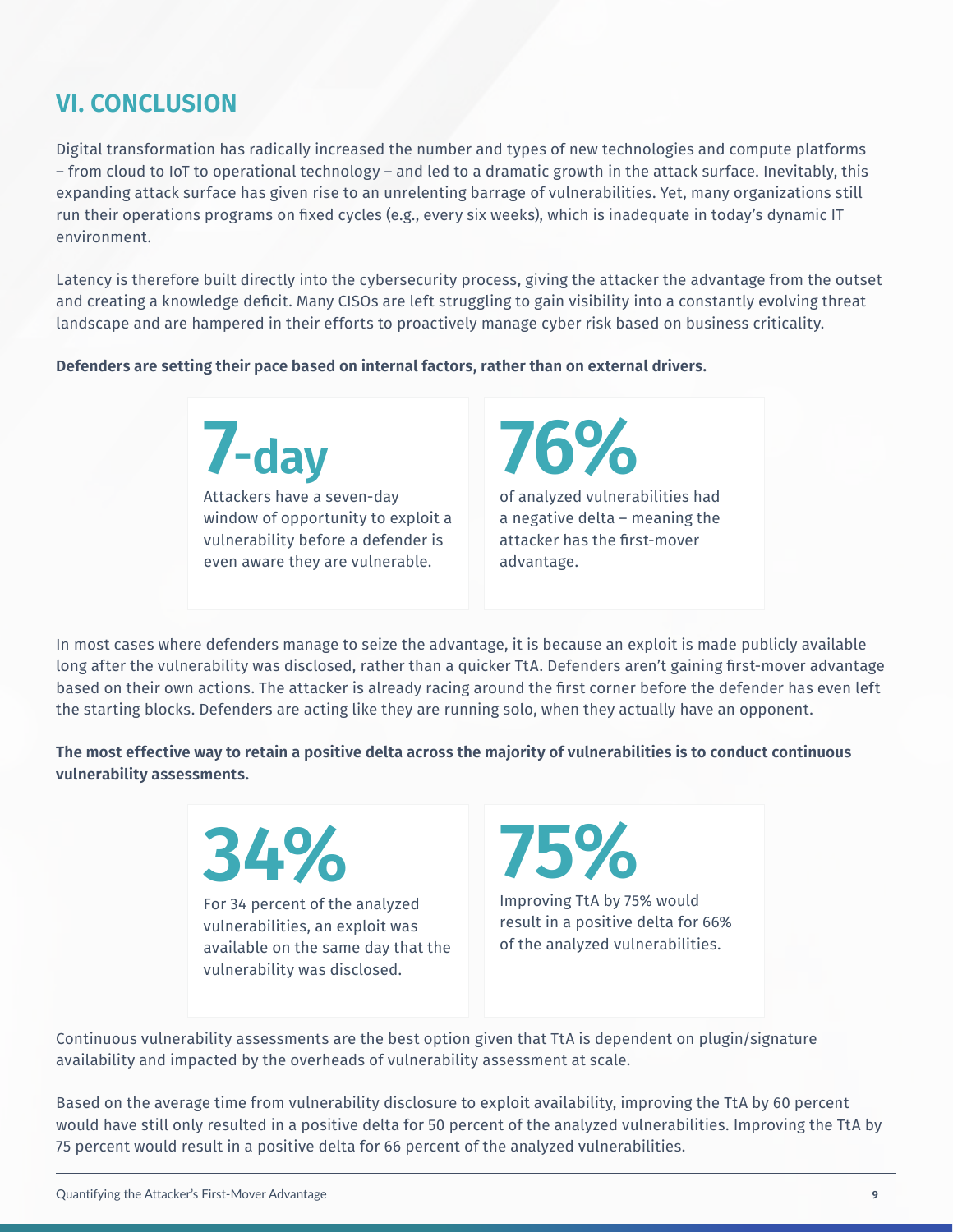## VI. CONCLUSION

Digital transformation has radically increased the number and types of new technologies and compute platforms – from cloud to IoT to operational technology – and led to a dramatic growth in the attack surface. Inevitably, this expanding attack surface has given rise to an unrelenting barrage of vulnerabilities. Yet, many organizations still run their operations programs on fixed cycles (e.g., every six weeks), which is inadequate in today's dynamic IT environment.

Latency is therefore built directly into the cybersecurity process, giving the attacker the advantage from the outset and creating a knowledge deficit. Many CISOs are left struggling to gain visibility into a constantly evolving threat landscape and are hampered in their efforts to proactively manage cyber risk based on business criticality.

**Defenders are setting their pace based on internal factors, rather than on external drivers.**

**7-day**

Attackers have a seven-day window of opportunity to exploit a vulnerability before a defender is even aware they are vulnerable.

**76%**

of analyzed vulnerabilities had a negative delta – meaning the attacker has the first-mover advantage.

In most cases where defenders manage to seize the advantage, it is because an exploit is made publicly available long after the vulnerability was disclosed, rather than a quicker TtA. Defenders aren't gaining first-mover advantage based on their own actions. The attacker is already racing around the first corner before the defender has even left the starting blocks. Defenders are acting like they are running solo, when they actually have an opponent.

**The most effective way to retain a positive delta across the majority of vulnerabilities is to conduct continuous vulnerability assessments.**

**34%**

For 34 percent of the analyzed vulnerabilities, an exploit was available on the same day that the vulnerability was disclosed.

**75%**

Improving TtA by 75% would result in a positive delta for 66% of the analyzed vulnerabilities.

Continuous vulnerability assessments are the best option given that TtA is dependent on plugin/signature availability and impacted by the overheads of vulnerability assessment at scale.

Based on the average time from vulnerability disclosure to exploit availability, improving the TtA by 60 percent would have still only resulted in a positive delta for 50 percent of the analyzed vulnerabilities. Improving the TtA by 75 percent would result in a positive delta for 66 percent of the analyzed vulnerabilities.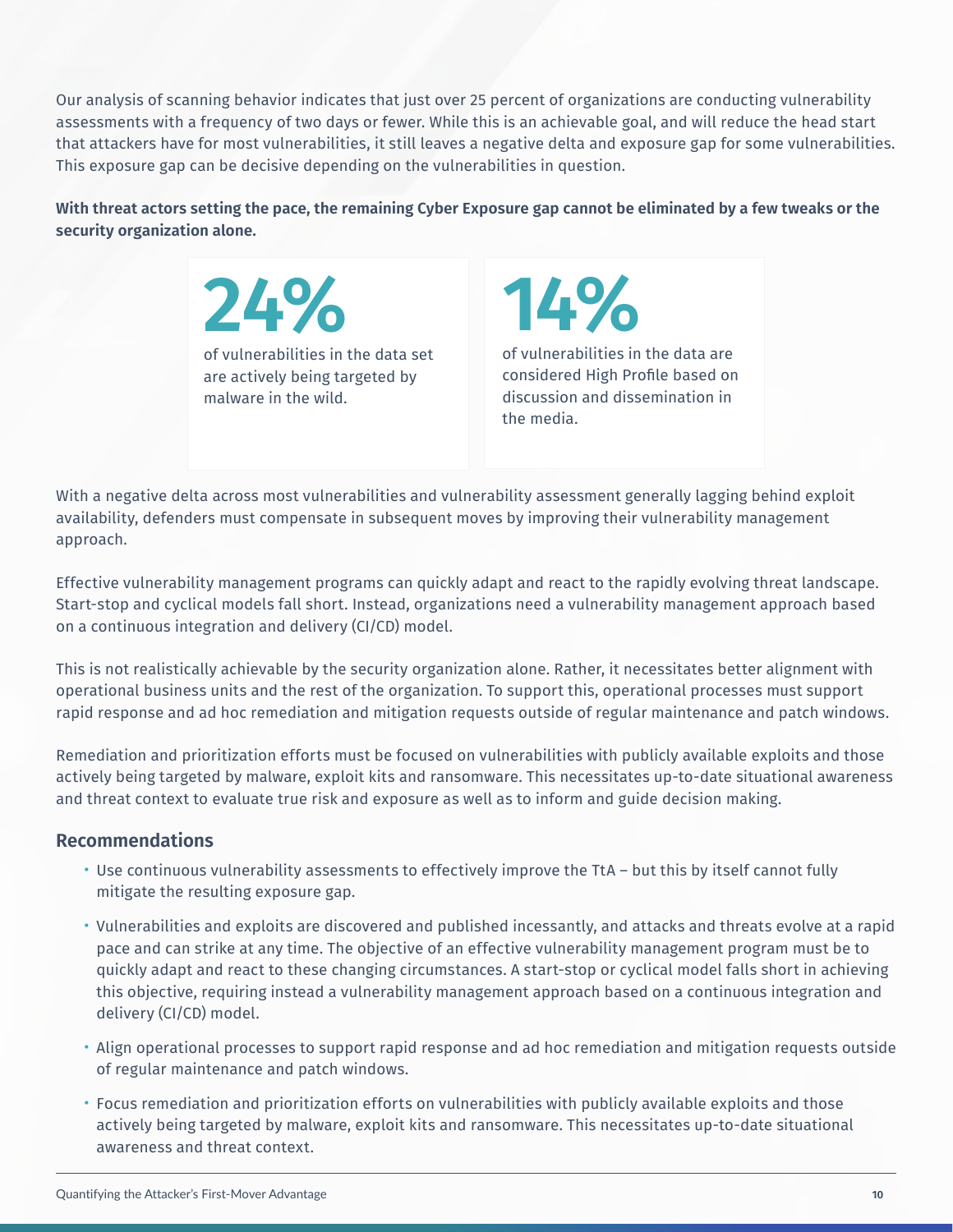Our analysis of scanning behavior indicates that just over 25 percent of organizations are conducting vulnerability assessments with a frequency of two days or fewer. While this is an achievable goal, and will reduce the head start that attackers have for most vulnerabilities, it still leaves a negative delta and exposure gap for some vulnerabilities. This exposure gap can be decisive depending on the vulnerabilities in question.

**With threat actors setting the pace, the remaining Cyber Exposure gap cannot be eliminated by a few tweaks or the security organization alone.**

**24%**

of vulnerabilities in the data set are actively being targeted by malware in the wild.

**14%**

of vulnerabilities in the data are considered High Profile based on discussion and dissemination in the media.

With a negative delta across most vulnerabilities and vulnerability assessment generally lagging behind exploit availability, defenders must compensate in subsequent moves by improving their vulnerability management approach.

Effective vulnerability management programs can quickly adapt and react to the rapidly evolving threat landscape. Start-stop and cyclical models fall short. Instead, organizations need a vulnerability management approach based on a continuous integration and delivery (CI/CD) model.

This is not realistically achievable by the security organization alone. Rather, it necessitates better alignment with operational business units and the rest of the organization. To support this, operational processes must support rapid response and ad hoc remediation and mitigation requests outside of regular maintenance and patch windows.

Remediation and prioritization efforts must be focused on vulnerabilities with publicly available exploits and those actively being targeted by malware, exploit kits and ransomware. This necessitates up-to-date situational awareness and threat context to evaluate true risk and exposure as well as to inform and guide decision making.

## Recommendations

- Use continuous vulnerability assessments to effectively improve the TtA – but this by itself cannot fully mitigate the resulting exposure gap.
- Vulnerabilities and exploits are discovered and published incessantly, and attacks and threats evolve at a rapid pace and can strike at any time. The objective of an effective vulnerability management program must be to quickly adapt and react to these changing circumstances. A start-stop or cyclical model falls short in achieving this objective, requiring instead a vulnerability management approach based on a continuous integration and delivery (CI/CD) model.
- Align operational processes to support rapid response and ad hoc remediation and mitigation requests outside of regular maintenance and patch windows.
- Focus remediation and prioritization efforts on vulnerabilities with publicly available exploits and those actively being targeted by malware, exploit kits and ransomware. This necessitates up-to-date situational awareness and threat context.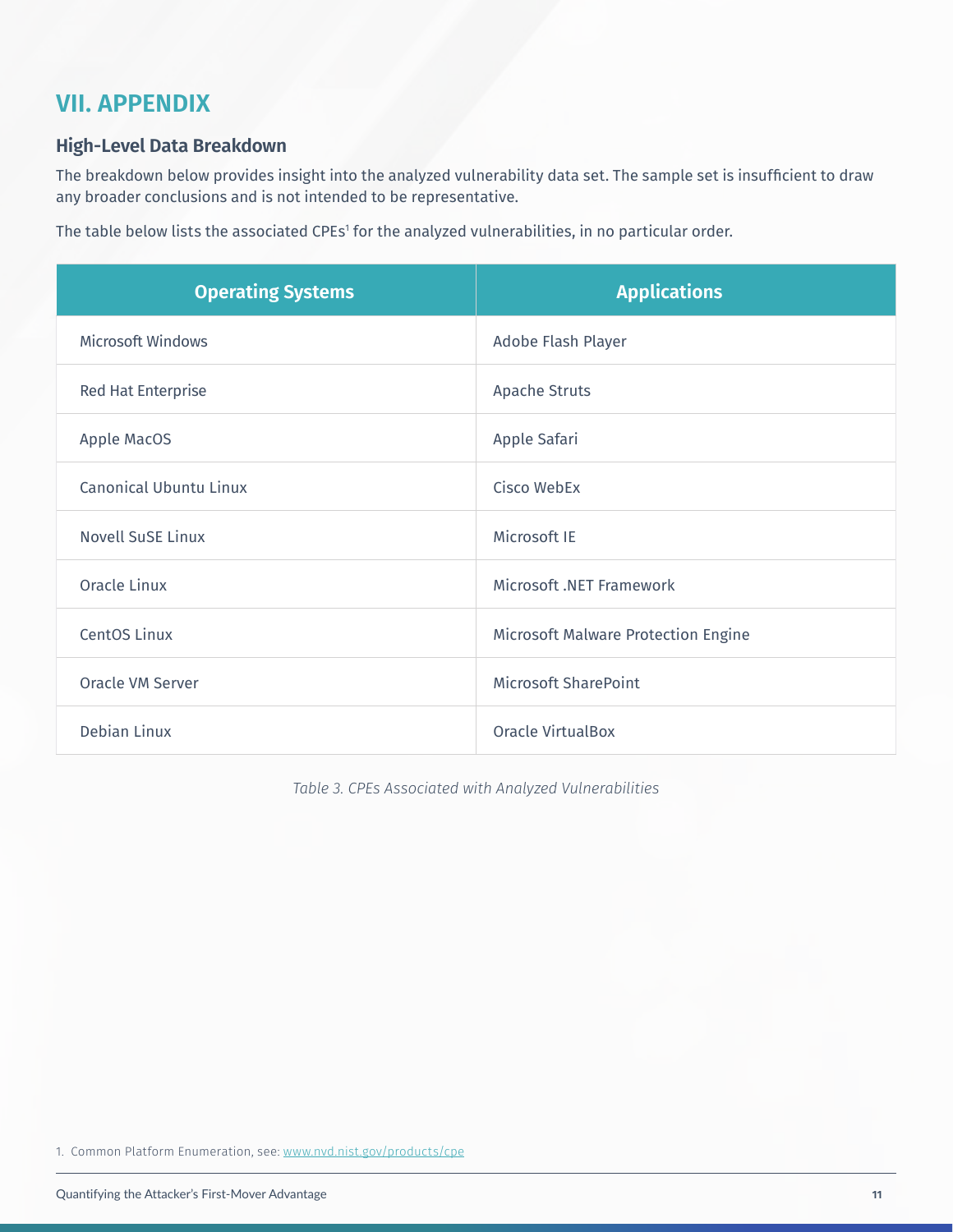# VII. APPENDIX

## High-Level Data Breakdown

The breakdown below provides insight into the analyzed vulnerability data set. The sample set is insufficient to draw any broader conclusions and is not intended to be representative.

The table below lists the associated CPEs[1] for the analyzed vulnerabilities, in no particular order.

| Operating Systems | Applications |
|---|---|
| Microsoft Windows | Adobe Flash Player |
| Red Hat Enterprise | Apache Struts |
| Apple MacOS | Apple Safari |
| Canonical Ubuntu Linux | Cisco WebEx |
| Novell SuSE Linux | Microsoft IE |
| Oracle Linux | Microsoft .NET Framework |
| CentOS Linux | Microsoft Malware Protection Engine |
| Oracle VM Server | Microsoft SharePoint |
| Debian Linux | Oracle VirtualBox |

*Table 3. CPEs Associated with Analyzed Vulnerabilities*

1. Common Platform Enumeration, see: www.nvd.nist.gov/products/cpe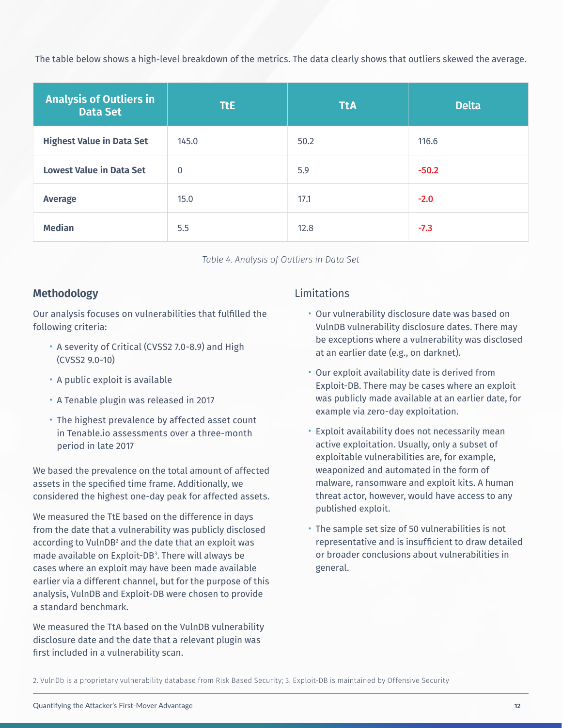The table below shows a high-level breakdown of the metrics. The data clearly shows that outliers skewed the average.

| Analysis of Outliers in Data Set | TtE | TtA | Delta |
|---|---|---|---|
| **Highest Value in Data Set** | 145.0 | 50.2 | 116.6 |
| **Lowest Value in Data Set** | 0 | 5.9 | -50.2 |
| **Average** | 15.0 | 17.1 | -2.0 |
| **Median** | 5.5 | 12.8 | -7.3 |

*Table 4. Analysis of Outliers in Data Set*

## Methodology

Our analysis focuses on vulnerabilities that fulfilled the following criteria:

- A severity of Critical (CVSS2 7.0-8.9) and High (CVSS2 9.0-10)
- A public exploit is available
- A Tenable plugin was released in 2017
- The highest prevalence by affected asset count in Tenable.io assessments over a three-month period in late 2017

We based the prevalence on the total amount of affected assets in the specified time frame. Additionally, we considered the highest one-day peak for affected assets.

We measured the TtE based on the difference in days from the date that a vulnerability was publicly disclosed according to VulnDB[2] and the date that an exploit was made available on Exploit-DB[3]. There will always be cases where an exploit may have been made available earlier via a different channel, but for the purpose of this analysis, VulnDB and Exploit-DB were chosen to provide a standard benchmark.

We measured the TtA based on the VulnDB vulnerability disclosure date and the date that a relevant plugin was first included in a vulnerability scan.

## Limitations

- Our vulnerability disclosure date was based on VulnDB vulnerability disclosure dates. There may be exceptions where a vulnerability was disclosed at an earlier date (e.g., on darknet).
- Our exploit availability date is derived from Exploit-DB. There may be cases where an exploit was publicly made available at an earlier date, for example via zero-day exploitation.
- Exploit availability does not necessarily mean active exploitation. Usually, only a subset of exploitable vulnerabilities are, for example, weaponized and automated in the form of malware, ransomware and exploit kits. A human threat actor, however, would have access to any published exploit.
- The sample set size of 50 vulnerabilities is not representative and is insufficient to draw detailed or broader conclusions about vulnerabilities in general.

2. VulnDb is a proprietary vulnerability database from Risk Based Security; 3. Exploit-DB is maintained by Offensive Security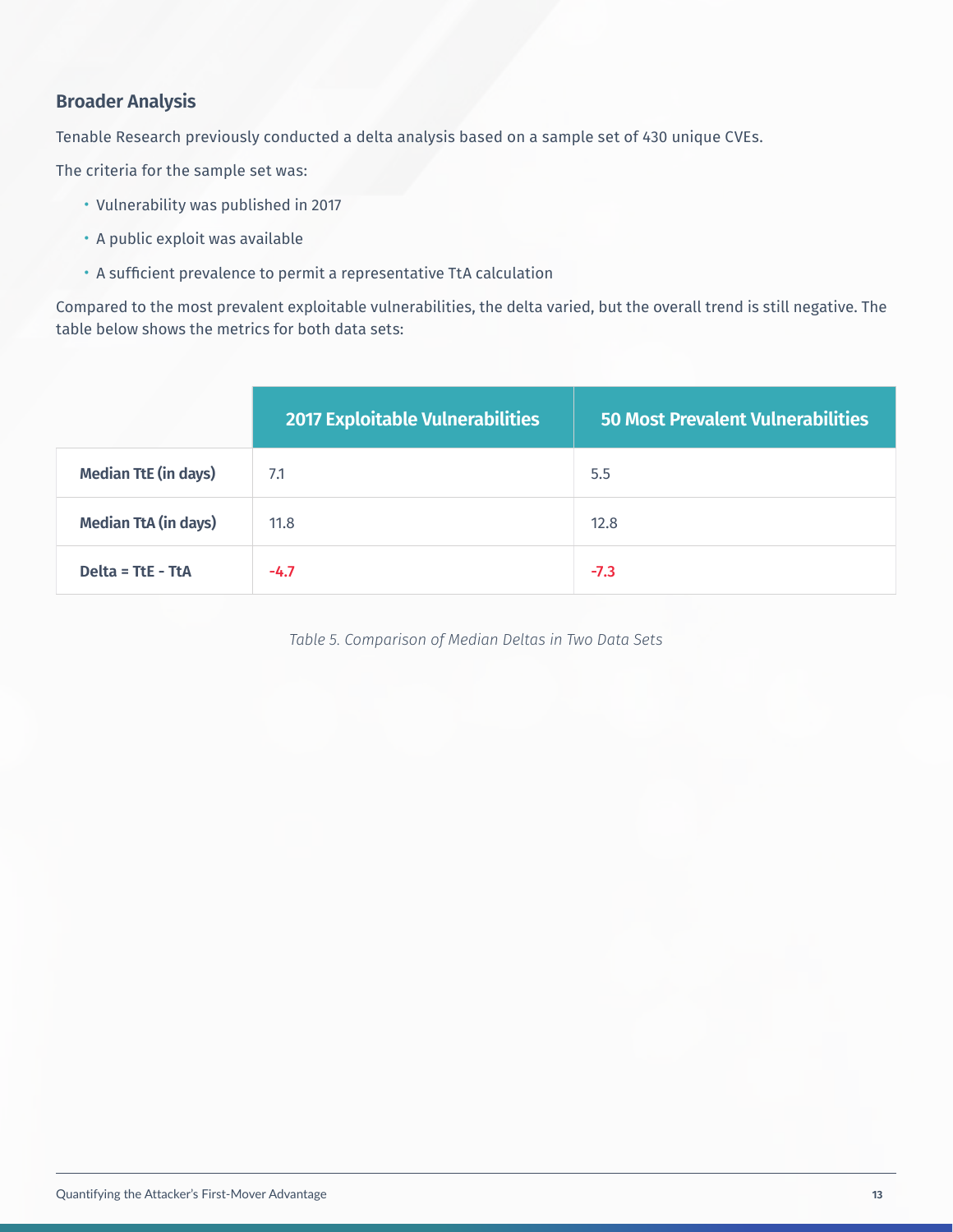## Broader Analysis

Tenable Research previously conducted a delta analysis based on a sample set of 430 unique CVEs.

The criteria for the sample set was:

- Vulnerability was published in 2017
- A public exploit was available
- A sufficient prevalence to permit a representative TtA calculation

Compared to the most prevalent exploitable vulnerabilities, the delta varied, but the overall trend is still negative. The table below shows the metrics for both data sets:

| | 2017 Exploitable Vulnerabilities | 50 Most Prevalent Vulnerabilities |
|---|---|---|
| **Median TtE (in days)** | 7.1 | 5.5 |
| **Median TtA (in days)** | 11.8 | 12.8 |
| **Delta = TtE - TtA** | -4.7 | -7.3 |

*Table 5. Comparison of Median Deltas in Two Data Sets*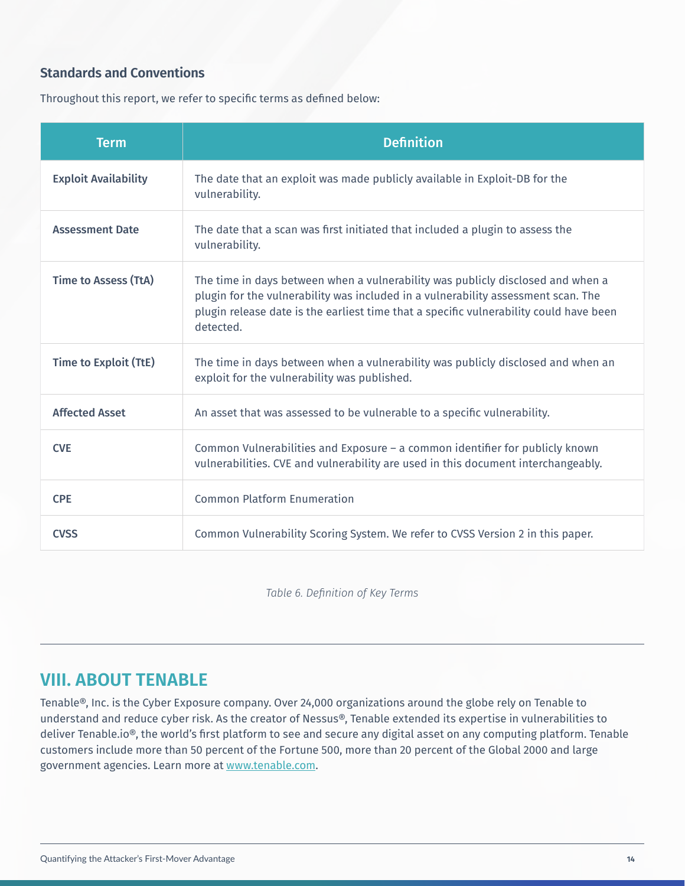### Standards and Conventions

Throughout this report, we refer to specific terms as defined below:

| Term | Definition |
|---|---|
| **Exploit Availability** | The date that an exploit was made publicly available in Exploit-DB for the vulnerability. |
| **Assessment Date** | The date that a scan was first initiated that included a plugin to assess the vulnerability. |
| **Time to Assess (TtA)** | The time in days between when a vulnerability was publicly disclosed and when a plugin for the vulnerability was included in a vulnerability assessment scan. The plugin release date is the earliest time that a specific vulnerability could have been detected. |
| **Time to Exploit (TtE)** | The time in days between when a vulnerability was publicly disclosed and when an exploit for the vulnerability was published. |
| **Affected Asset** | An asset that was assessed to be vulnerable to a specific vulnerability. |
| **CVE** | Common Vulnerabilities and Exposure – a common identifier for publicly known vulnerabilities. CVE and vulnerability are used in this document interchangeably. |
| **CPE** | Common Platform Enumeration |
| **CVSS** | Common Vulnerability Scoring System. We refer to CVSS Version 2 in this paper. |

*Table 6. Definition of Key Terms*

## VIII. ABOUT TENABLE

Tenable®, Inc. is the Cyber Exposure company. Over 24,000 organizations around the globe rely on Tenable to understand and reduce cyber risk. As the creator of Nessus®, Tenable extended its expertise in vulnerabilities to deliver Tenable.io®, the world's first platform to see and secure any digital asset on any computing platform. Tenable customers include more than 50 percent of the Fortune 500, more than 20 percent of the Global 2000 and large government agencies. Learn more at [www.tenable.com](http://www.tenable.com).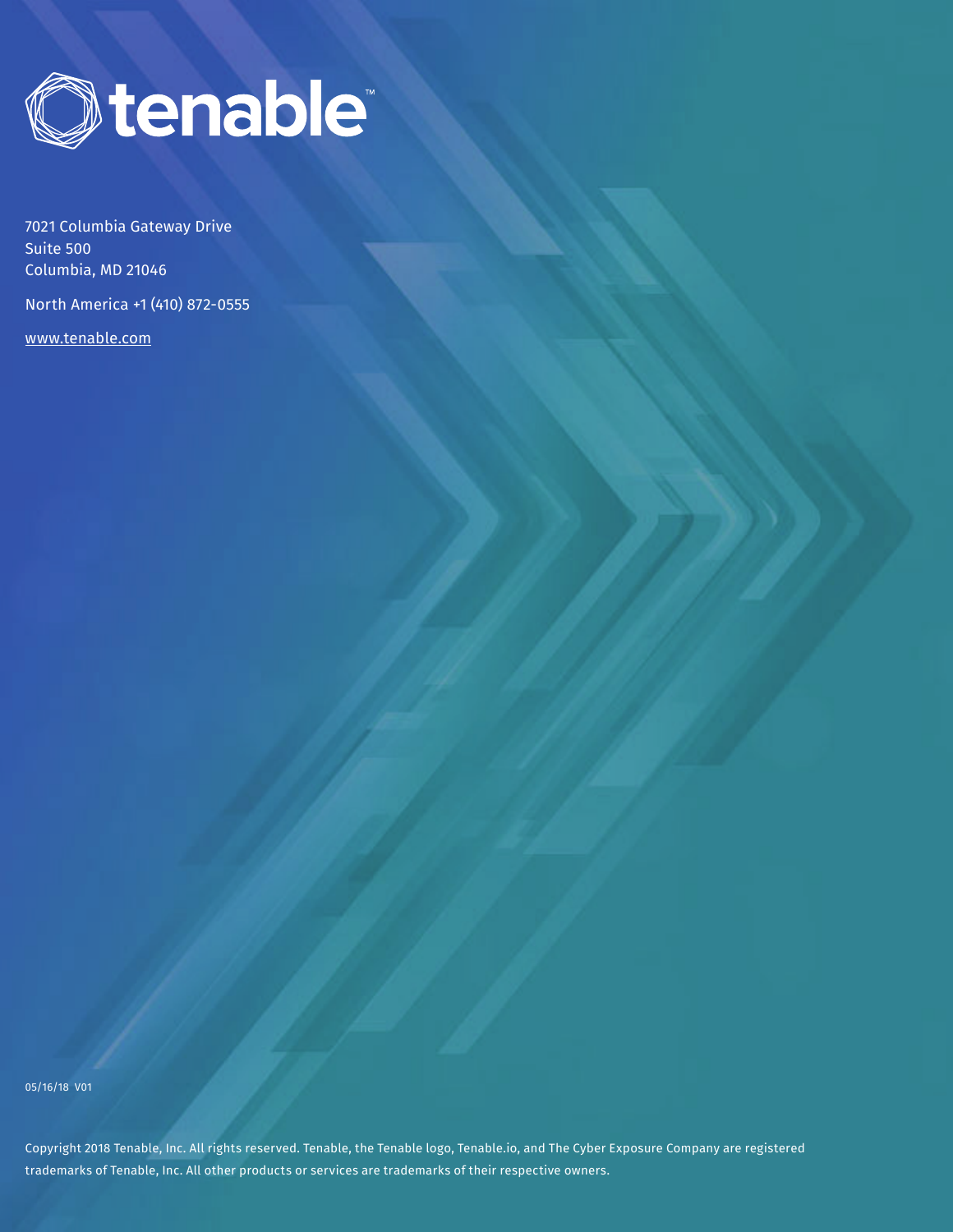tenable™

7021 Columbia Gateway Drive
Suite 500
Columbia, MD 21046

North America +1 (410) 872-0555

www.tenable.com

05/16/18 V01

Copyright 2018 Tenable, Inc. All rights reserved. Tenable, the Tenable logo, Tenable.io, and The Cyber Exposure Company are registered trademarks of Tenable, Inc. All other products or services are trademarks of their respective owners.